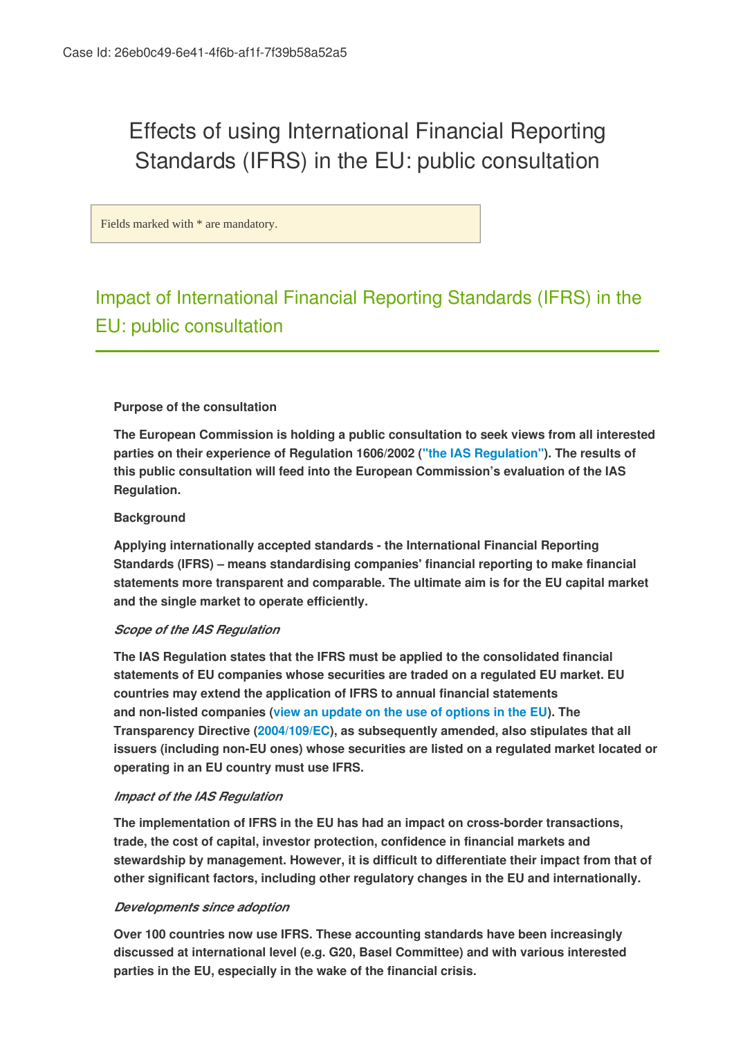Case Id: 26eb0c49-6e41-4f6b-af1f-7f39b58a52a5

# Effects of using International Financial Reporting Standards (IFRS) in the EU: public consultation

Fields marked with * are mandatory.

## Impact of International Financial Reporting Standards (IFRS) in the EU: public consultation

**Purpose of the consultation**

**The European Commission is holding a public consultation to seek views from all interested parties on their experience of Regulation 1606/2002 ("the IAS Regulation"). The results of this public consultation will feed into the European Commission's evaluation of the IAS Regulation.**

**Background**

**Applying internationally accepted standards - the International Financial Reporting Standards (IFRS) – means standardising companies' financial reporting to make financial statements more transparent and comparable. The ultimate aim is for the EU capital market and the single market to operate efficiently.**

***Scope of the IAS Regulation***

**The IAS Regulation states that the IFRS must be applied to the consolidated financial statements of EU companies whose securities are traded on a regulated EU market. EU countries may extend the application of IFRS to annual financial statements and non-listed companies (view an update on the use of options in the EU). The Transparency Directive (2004/109/EC), as subsequently amended, also stipulates that all issuers (including non-EU ones) whose securities are listed on a regulated market located or operating in an EU country must use IFRS.**

***Impact of the IAS Regulation***

**The implementation of IFRS in the EU has had an impact on cross-border transactions, trade, the cost of capital, investor protection, confidence in financial markets and stewardship by management. However, it is difficult to differentiate their impact from that of other significant factors, including other regulatory changes in the EU and internationally.**

***Developments since adoption***

**Over 100 countries now use IFRS. These accounting standards have been increasingly discussed at international level (e.g. G20, Basel Committee) and with various interested parties in the EU, especially in the wake of the financial crisis.**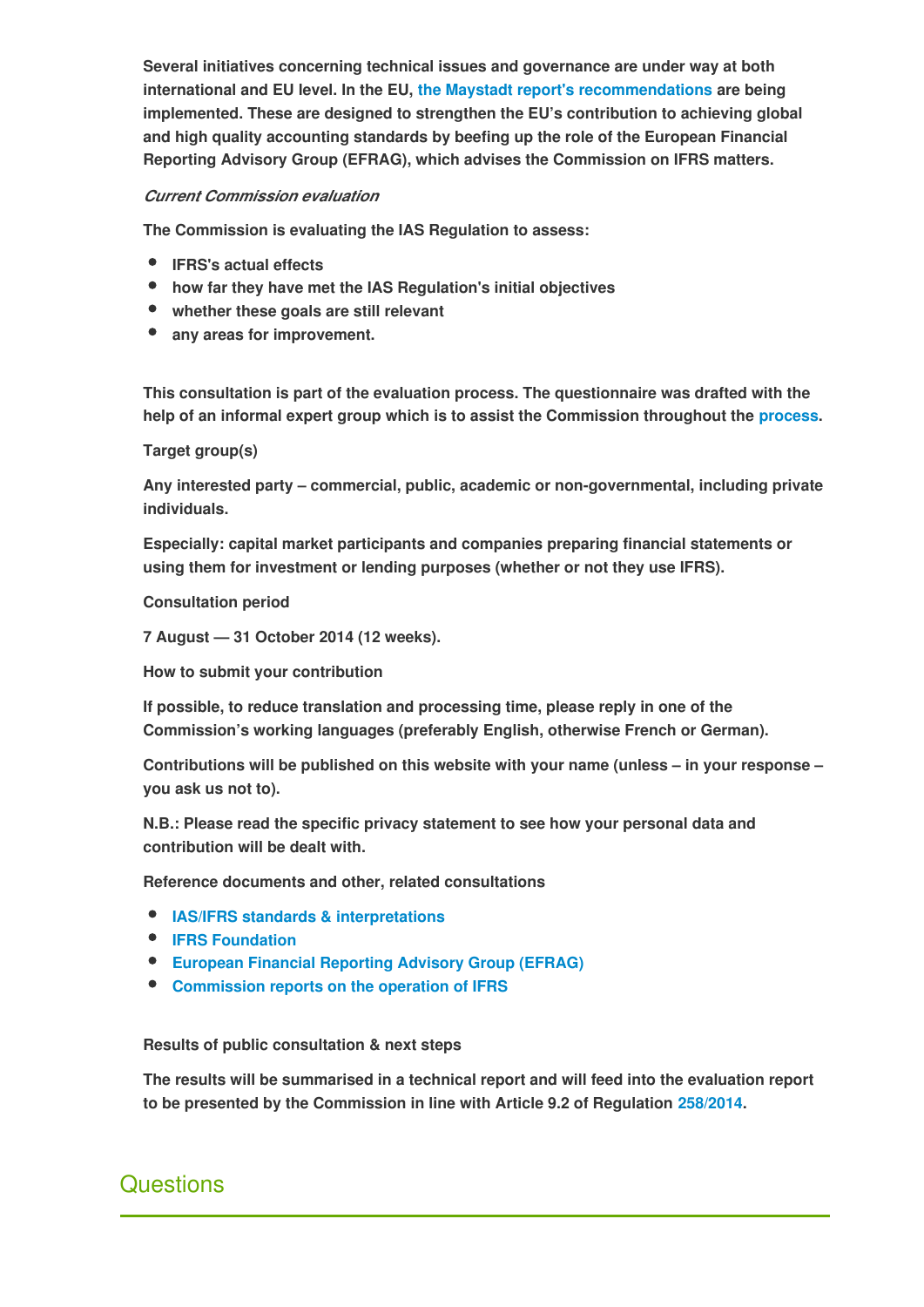**Several initiatives concerning technical issues and governance are under way at both international and EU level. In the EU, the Maystadt report's recommendations are being implemented. These are designed to strengthen the EU's contribution to achieving global and high quality accounting standards by beefing up the role of the European Financial Reporting Advisory Group (EFRAG), which advises the Commission on IFRS matters.**

***Current Commission evaluation***

**The Commission is evaluating the IAS Regulation to assess:**

- **IFRS's actual effects**
- **how far they have met the IAS Regulation's initial objectives**
- **whether these goals are still relevant**
- **any areas for improvement.**

**This consultation is part of the evaluation process. The questionnaire was drafted with the help of an informal expert group which is to assist the Commission throughout the process.**

**Target group(s)**

**Any interested party – commercial, public, academic or non-governmental, including private individuals.**

**Especially: capital market participants and companies preparing financial statements or using them for investment or lending purposes (whether or not they use IFRS).**

**Consultation period**

**7 August — 31 October 2014 (12 weeks).**

**How to submit your contribution**

**If possible, to reduce translation and processing time, please reply in one of the Commission's working languages (preferably English, otherwise French or German).**

**Contributions will be published on this website with your name (unless – in your response – you ask us not to).**

**N.B.: Please read the specific privacy statement to see how your personal data and contribution will be dealt with.**

**Reference documents and other, related consultations**

- **IAS/IFRS standards & interpretations**
- **IFRS Foundation**
- **European Financial Reporting Advisory Group (EFRAG)**
- **Commission reports on the operation of IFRS**

**Results of public consultation & next steps**

**The results will be summarised in a technical report and will feed into the evaluation report to be presented by the Commission in line with Article 9.2 of Regulation 258/2014.**

## Questions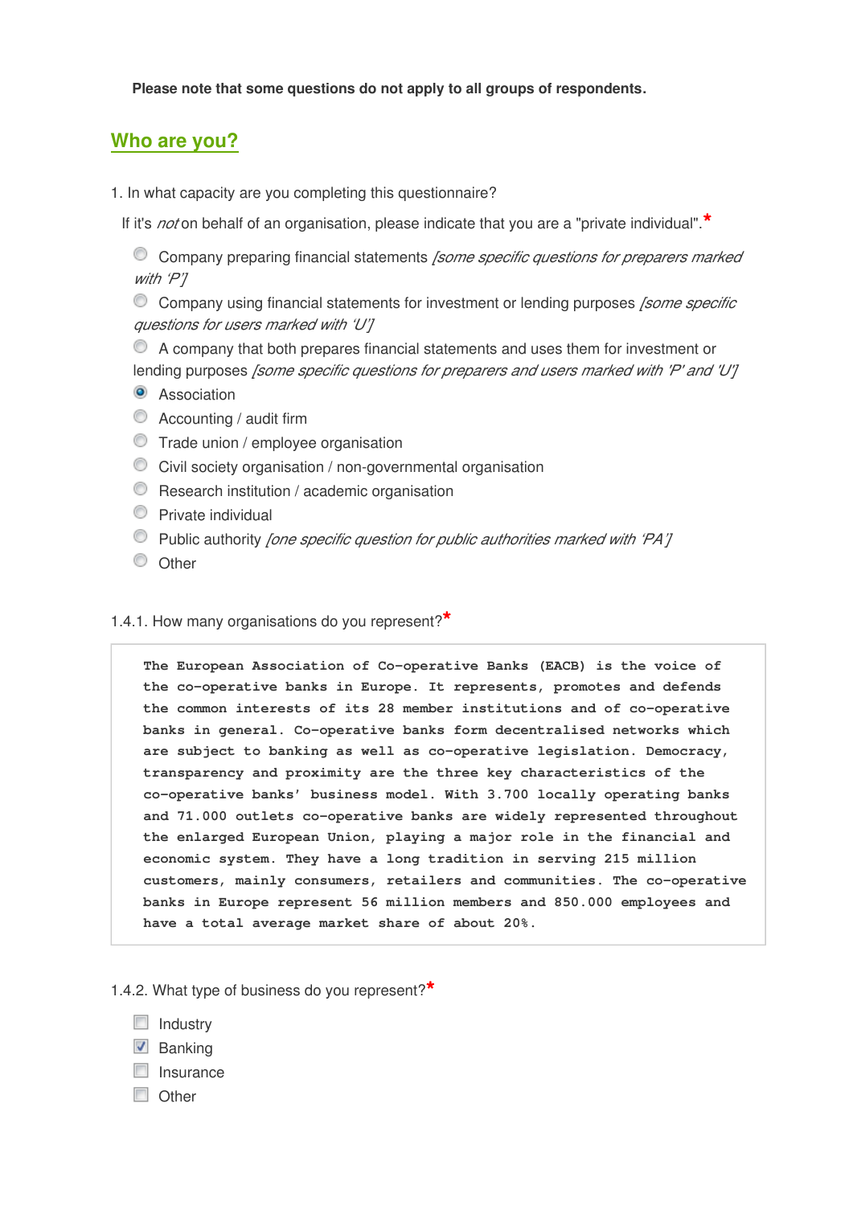**Please note that some questions do not apply to all groups of respondents.**

## Who are you?

1. In what capacity are you completing this questionnaire?

If it's *not* on behalf of an organisation, please indicate that you are a "private individual".*

- ○ Company preparing financial statements *[some specific questions for preparers marked with 'P']*
- ○ Company using financial statements for investment or lending purposes *[some specific questions for users marked with 'U']*
- ○ A company that both prepares financial statements and uses them for investment or lending purposes *[some specific questions for preparers and users marked with 'P' and 'U']*
- ◉ Association
- ○ Accounting / audit firm
- ○ Trade union / employee organisation
- ○ Civil society organisation / non-governmental organisation
- ○ Research institution / academic organisation
- ○ Private individual
- ○ Public authority *[one specific question for public authorities marked with 'PA']*
- ○ Other

1.4.1. How many organisations do you represent?*

> The European Association of Co-operative Banks (EACB) is the voice of the co-operative banks in Europe. It represents, promotes and defends the common interests of its 28 member institutions and of co-operative banks in general. Co-operative banks form decentralised networks which are subject to banking as well as co-operative legislation. Democracy, transparency and proximity are the three key characteristics of the co-operative banks' business model. With 3.700 locally operating banks and 71.000 outlets co-operative banks are widely represented throughout the enlarged European Union, playing a major role in the financial and economic system. They have a long tradition in serving 215 million customers, mainly consumers, retailers and communities. The co-operative banks in Europe represent 56 million members and 850.000 employees and have a total average market share of about 20%.

1.4.2. What type of business do you represent?*

- [ ] Industry
- [x] Banking
- [ ] Insurance
- [ ] Other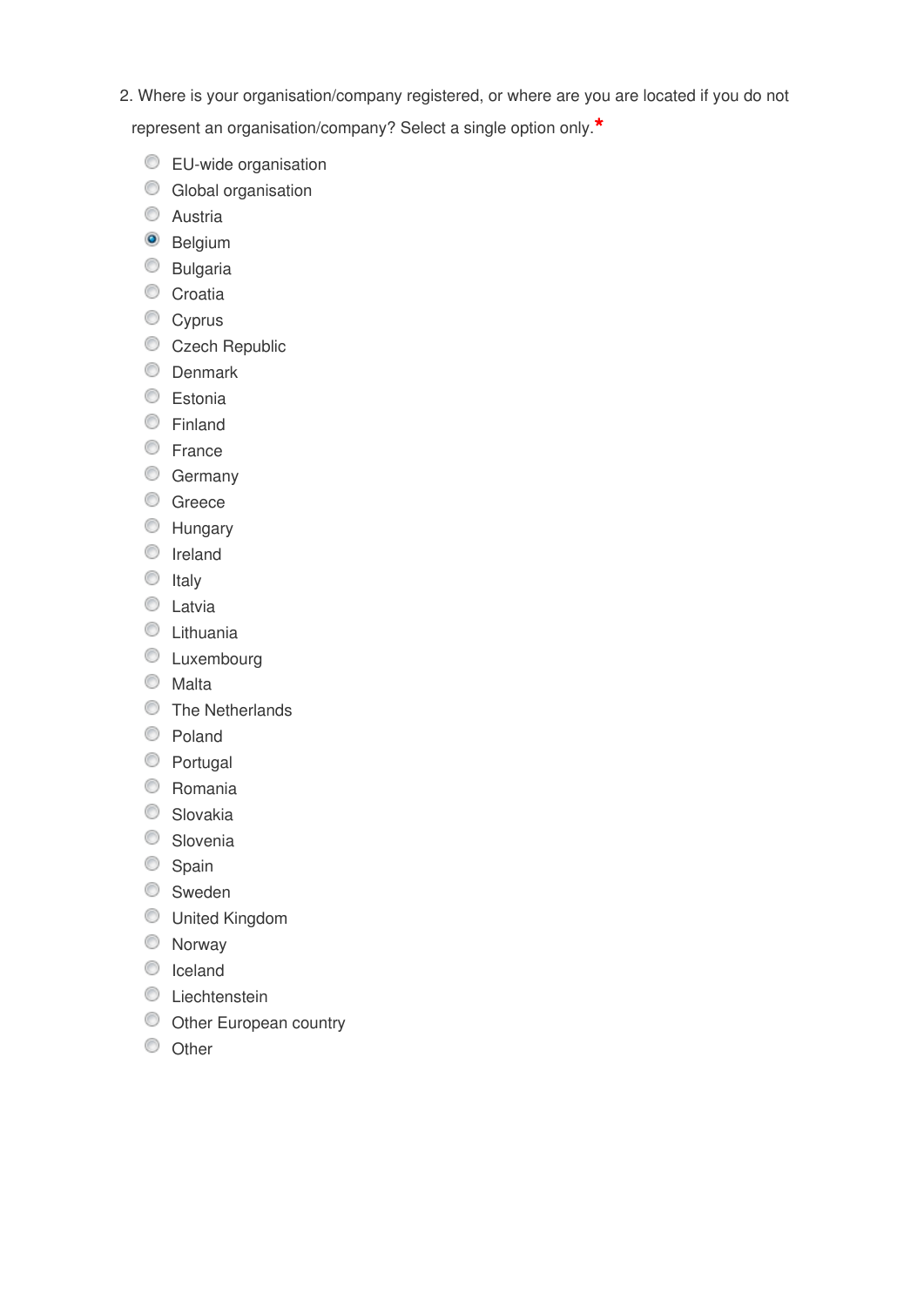2. Where is your organisation/company registered, or where are you are located if you do not represent an organisation/company? Select a single option only.*

- ○ EU-wide organisation
- ○ Global organisation
- ○ Austria
- ● Belgium
- ○ Bulgaria
- ○ Croatia
- ○ Cyprus
- ○ Czech Republic
- ○ Denmark
- ○ Estonia
- ○ Finland
- ○ France
- ○ Germany
- ○ Greece
- ○ Hungary
- ○ Ireland
- ○ Italy
- ○ Latvia
- ○ Lithuania
- ○ Luxembourg
- ○ Malta
- ○ The Netherlands
- ○ Poland
- ○ Portugal
- ○ Romania
- ○ Slovakia
- ○ Slovenia
- ○ Spain
- ○ Sweden
- ○ United Kingdom
- ○ Norway
- ○ Iceland
- ○ Liechtenstein
- ○ Other European country
- ○ Other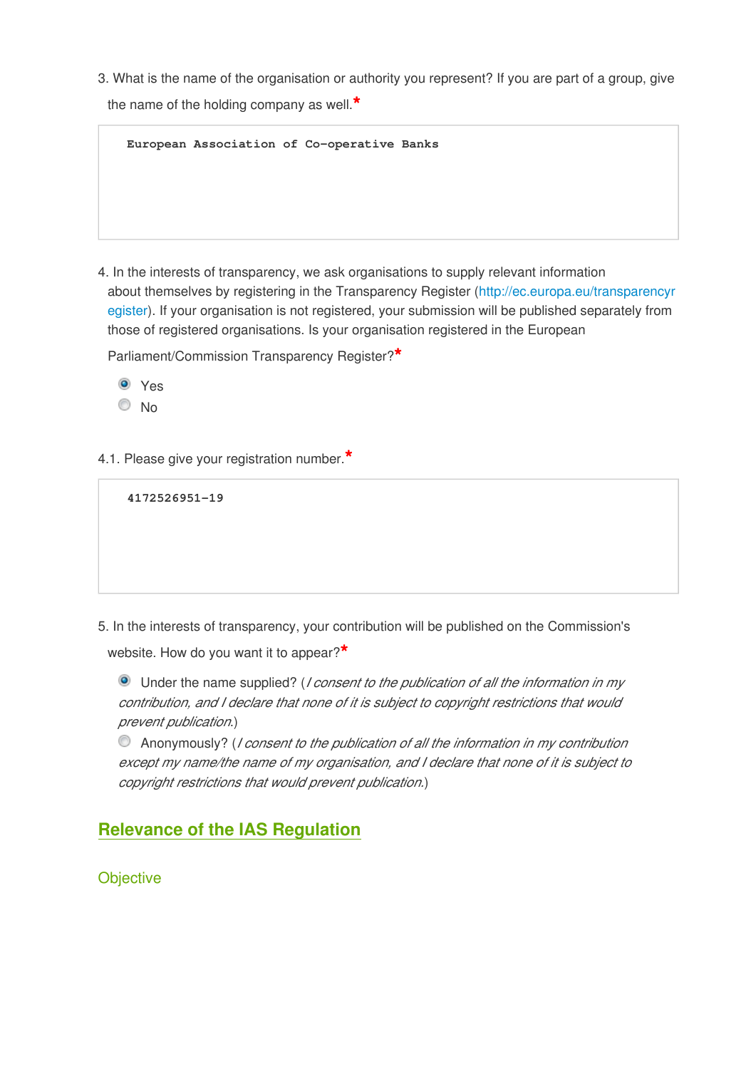3. What is the name of the organisation or authority you represent? If you are part of a group, give the name of the holding company as well.*

```
European Association of Co-operative Banks
```

4. In the interests of transparency, we ask organisations to supply relevant information about themselves by registering in the Transparency Register (http://ec.europa.eu/transparencyregister). If your organisation is not registered, your submission will be published separately from those of registered organisations. Is your organisation registered in the European Parliament/Commission Transparency Register?*

- (●) Yes
- ( ) No

4.1. Please give your registration number.*

```
4172526951-19
```

5. In the interests of transparency, your contribution will be published on the Commission's website. How do you want it to appear?*

- (●) Under the name supplied? (*I consent to the publication of all the information in my contribution, and I declare that none of it is subject to copyright restrictions that would prevent publication.*)
- ( ) Anonymously? (*I consent to the publication of all the information in my contribution except my name/the name of my organisation, and I declare that none of it is subject to copyright restrictions that would prevent publication.*)

## Relevance of the IAS Regulation

### Objective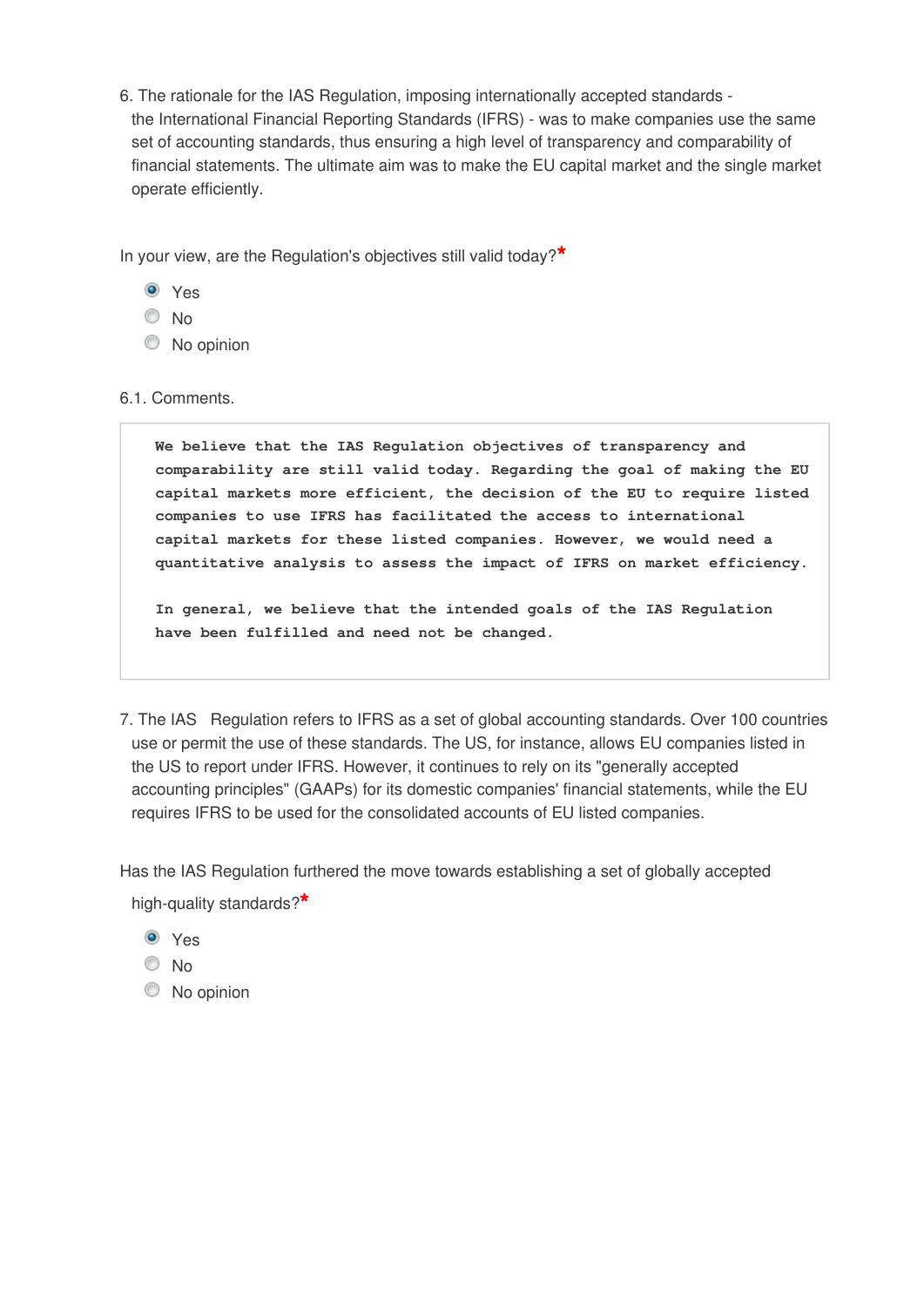6. The rationale for the IAS Regulation, imposing internationally accepted standards - the International Financial Reporting Standards (IFRS) - was to make companies use the same set of accounting standards, thus ensuring a high level of transparency and comparability of financial statements. The ultimate aim was to make the EU capital market and the single market operate efficiently.

In your view, are the Regulation's objectives still valid today?*

- (x) Yes
- ( ) No
- ( ) No opinion

6.1. Comments.

> We believe that the IAS Regulation objectives of transparency and comparability are still valid today. Regarding the goal of making the EU capital markets more efficient, the decision of the EU to require listed companies to use IFRS has facilitated the access to international capital markets for these listed companies. However, we would need a quantitative analysis to assess the impact of IFRS on market efficiency.
>
> In general, we believe that the intended goals of the IAS Regulation have been fulfilled and need not be changed.

7. The IAS Regulation refers to IFRS as a set of global accounting standards. Over 100 countries use or permit the use of these standards. The US, for instance, allows EU companies listed in the US to report under IFRS. However, it continues to rely on its "generally accepted accounting principles" (GAAPs) for its domestic companies' financial statements, while the EU requires IFRS to be used for the consolidated accounts of EU listed companies.

Has the IAS Regulation furthered the move towards establishing a set of globally accepted high-quality standards?*

- (x) Yes
- ( ) No
- ( ) No opinion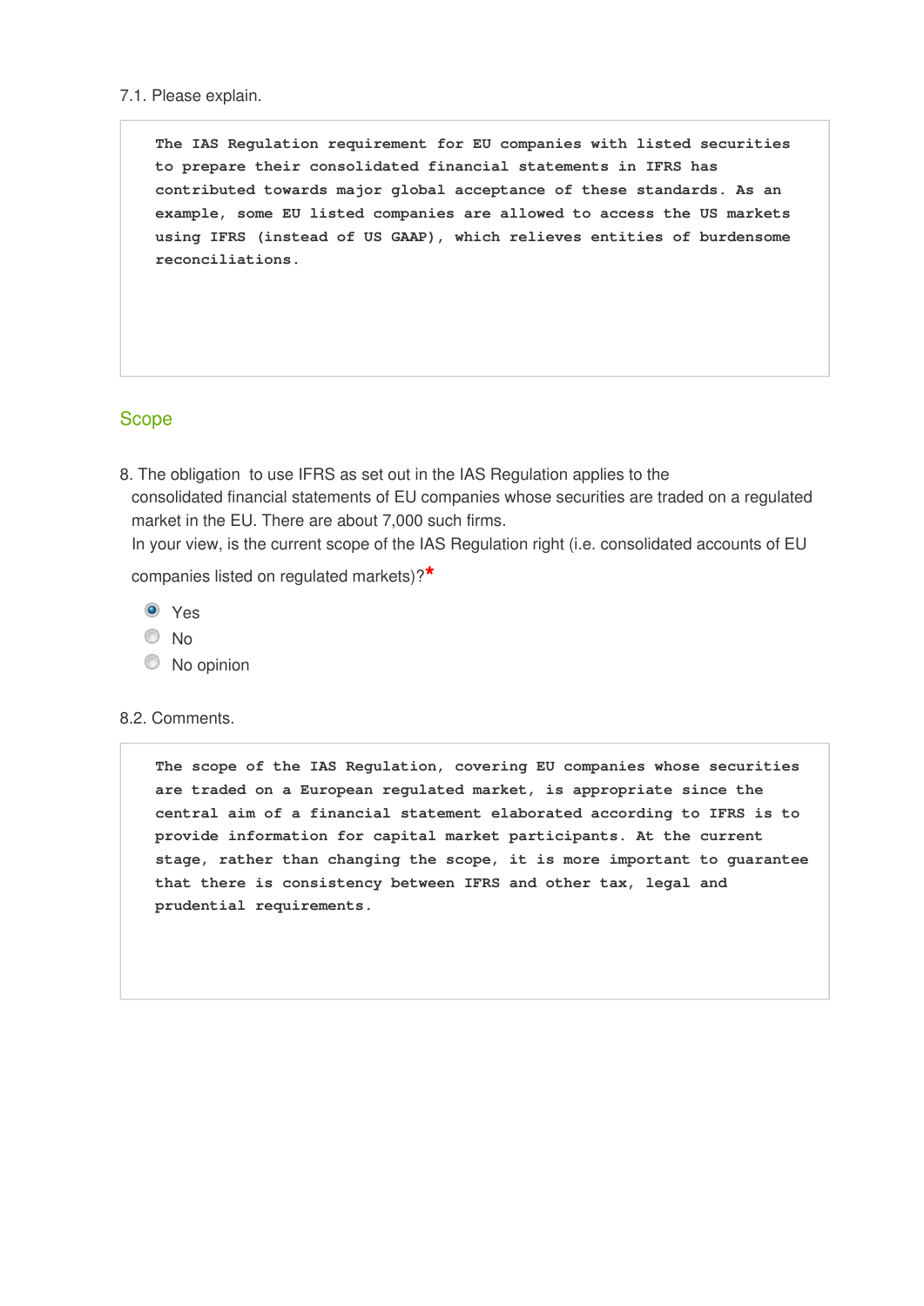7.1. Please explain.

```
The IAS Regulation requirement for EU companies with listed securities
to prepare their consolidated financial statements in IFRS has
contributed towards major global acceptance of these standards. As an
example, some EU listed companies are allowed to access the US markets
using IFRS (instead of US GAAP), which relieves entities of burdensome
reconciliations.
```

## Scope

8. The obligation to use IFRS as set out in the IAS Regulation applies to the consolidated financial statements of EU companies whose securities are traded on a regulated market in the EU. There are about 7,000 such firms.
In your view, is the current scope of the IAS Regulation right (i.e. consolidated accounts of EU companies listed on regulated markets)?*

- (x) Yes
- ( ) No
- ( ) No opinion

8.2. Comments.

```
The scope of the IAS Regulation, covering EU companies whose securities
are traded on a European regulated market, is appropriate since the
central aim of a financial statement elaborated according to IFRS is to
provide information for capital market participants. At the current
stage, rather than changing the scope, it is more important to guarantee
that there is consistency between IFRS and other tax, legal and
prudential requirements.
```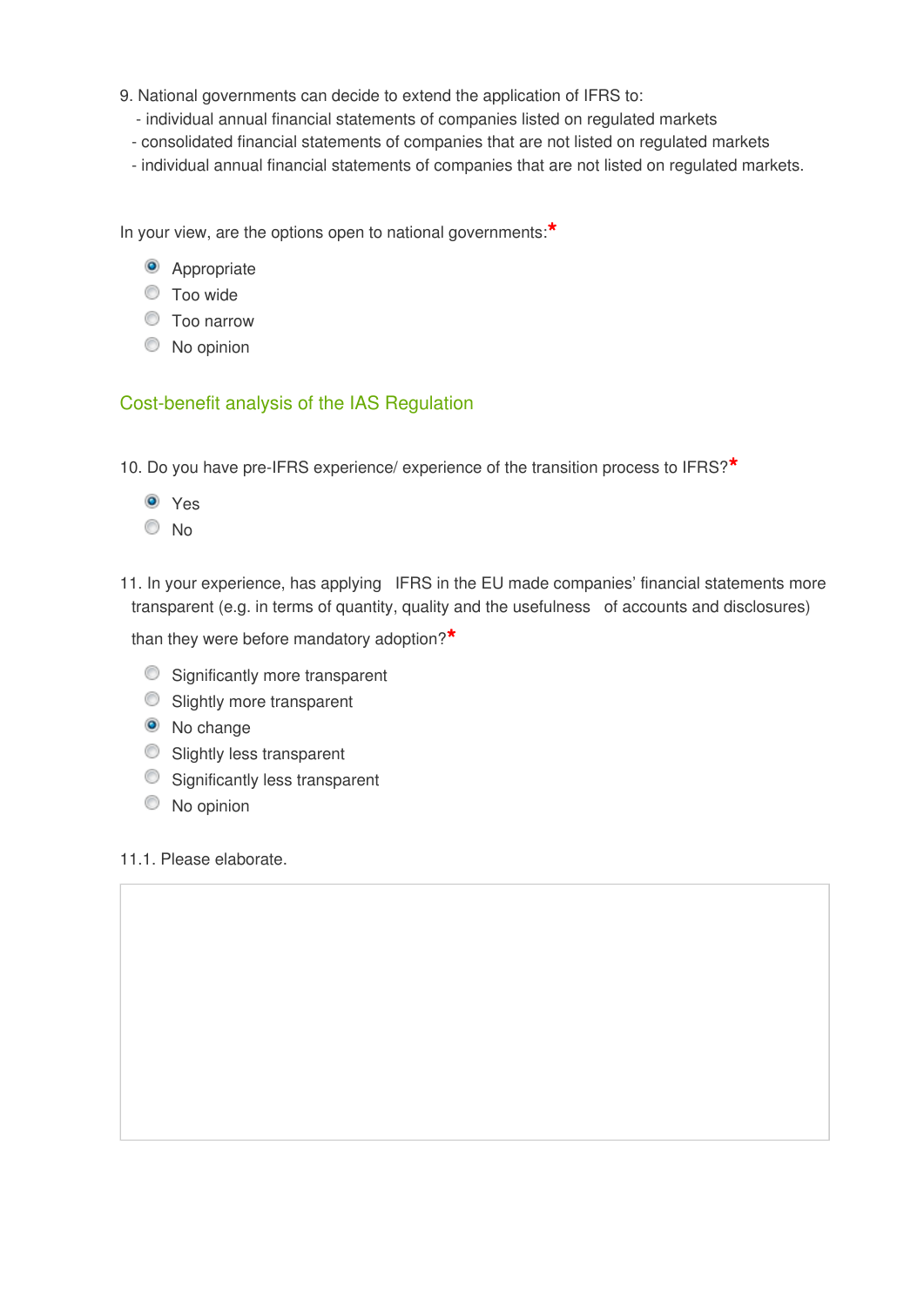9. National governments can decide to extend the application of IFRS to:
   - individual annual financial statements of companies listed on regulated markets
   - consolidated financial statements of companies that are not listed on regulated markets
   - individual annual financial statements of companies that are not listed on regulated markets.

In your view, are the options open to national governments:*

- (x) Appropriate
- ( ) Too wide
- ( ) Too narrow
- ( ) No opinion

## Cost-benefit analysis of the IAS Regulation

10. Do you have pre-IFRS experience/ experience of the transition process to IFRS?*

- (x) Yes
- ( ) No

11. In your experience, has applying IFRS in the EU made companies' financial statements more transparent (e.g. in terms of quantity, quality and the usefulness of accounts and disclosures) than they were before mandatory adoption?*

- ( ) Significantly more transparent
- ( ) Slightly more transparent
- (x) No change
- ( ) Slightly less transparent
- ( ) Significantly less transparent
- ( ) No opinion

11.1. Please elaborate.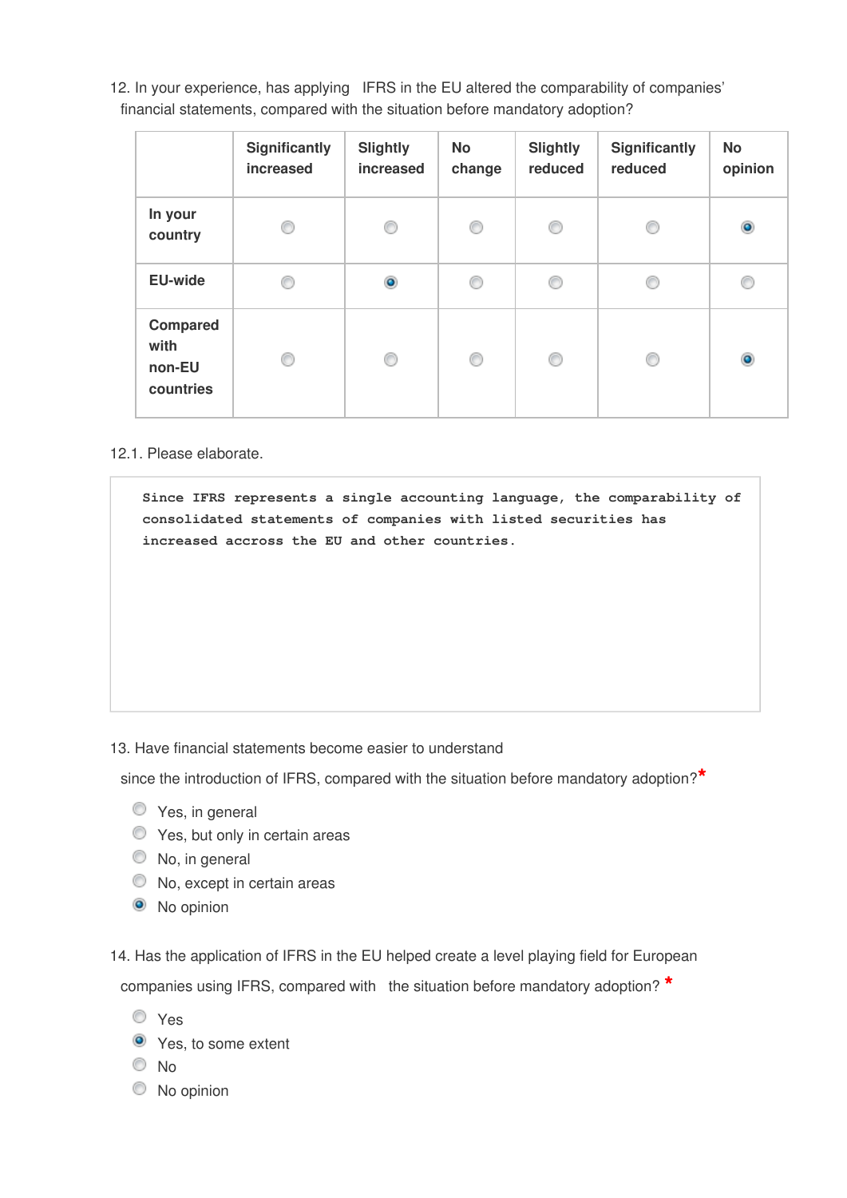12. In your experience, has applying IFRS in the EU altered the comparability of companies' financial statements, compared with the situation before mandatory adoption?

| | Significantly increased | Slightly increased | No change | Slightly reduced | Significantly reduced | No opinion |
|---|---|---|---|---|---|---|
| In your country | ○ | ○ | ○ | ○ | ○ | ◉ |
| EU-wide | ○ | ◉ | ○ | ○ | ○ | ○ |
| Compared with non-EU countries | ○ | ○ | ○ | ○ | ○ | ◉ |

12.1. Please elaborate.

```
Since IFRS represents a single accounting language, the comparability of
consolidated statements of companies with listed securities has
increased accross the EU and other countries.
```

13. Have financial statements become easier to understand since the introduction of IFRS, compared with the situation before mandatory adoption?*

- ○ Yes, in general
- ○ Yes, but only in certain areas
- ○ No, in general
- ○ No, except in certain areas
- ◉ No opinion

14. Has the application of IFRS in the EU helped create a level playing field for European companies using IFRS, compared with the situation before mandatory adoption? *

- ○ Yes
- ◉ Yes, to some extent
- ○ No
- ○ No opinion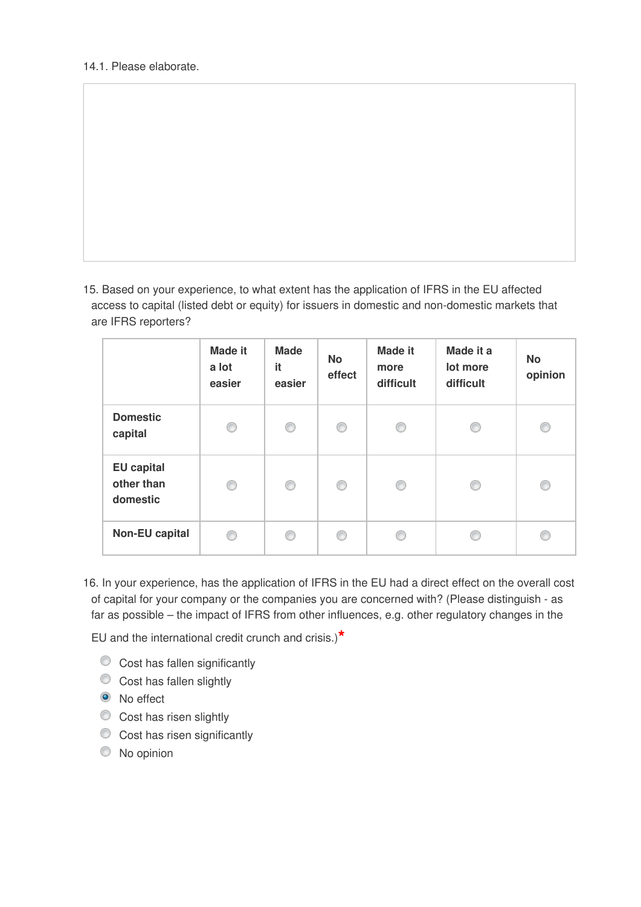14.1. Please elaborate.

15. Based on your experience, to what extent has the application of IFRS in the EU affected access to capital (listed debt or equity) for issuers in domestic and non-domestic markets that are IFRS reporters?

| | Made it a lot easier | Made it easier | No effect | Made it more difficult | Made it a lot more difficult | No opinion |
|---|---|---|---|---|---|---|
| Domestic capital | ○ | ○ | ○ | ○ | ○ | ○ |
| EU capital other than domestic | ○ | ○ | ○ | ○ | ○ | ○ |
| Non-EU capital | ○ | ○ | ○ | ○ | ○ | ○ |

16. In your experience, has the application of IFRS in the EU had a direct effect on the overall cost of capital for your company or the companies you are concerned with? (Please distinguish - as far as possible – the impact of IFRS from other influences, e.g. other regulatory changes in the EU and the international credit crunch and crisis.)*

- ○ Cost has fallen significantly
- ○ Cost has fallen slightly
- ● No effect
- ○ Cost has risen slightly
- ○ Cost has risen significantly
- ○ No opinion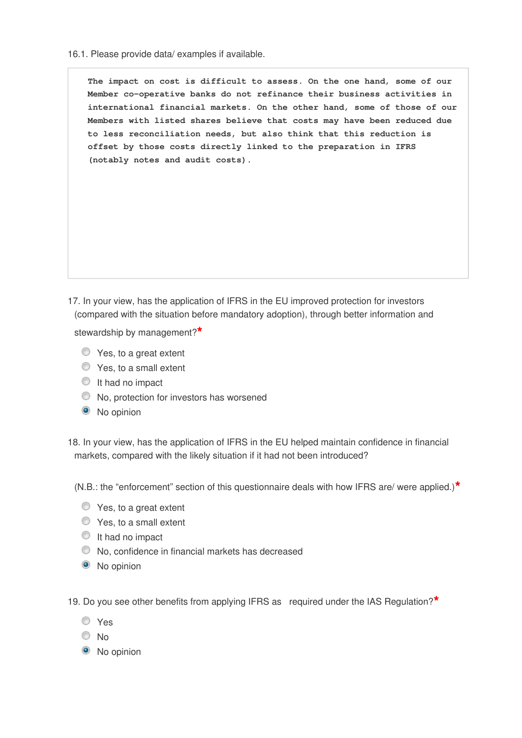16.1. Please provide data/ examples if available.

```
The impact on cost is difficult to assess. On the one hand, some of our
Member co-operative banks do not refinance their business activities in
international financial markets. On the other hand, some of those of our
Members with listed shares believe that costs may have been reduced due
to less reconciliation needs, but also think that this reduction is
offset by those costs directly linked to the preparation in IFRS
(notably notes and audit costs).
```

17. In your view, has the application of IFRS in the EU improved protection for investors (compared with the situation before mandatory adoption), through better information and stewardship by management?*

- ○ Yes, to a great extent
- ○ Yes, to a small extent
- ○ It had no impact
- ○ No, protection for investors has worsened
- ● No opinion

18. In your view, has the application of IFRS in the EU helped maintain confidence in financial markets, compared with the likely situation if it had not been introduced?

(N.B.: the "enforcement" section of this questionnaire deals with how IFRS are/ were applied.)*

- ○ Yes, to a great extent
- ○ Yes, to a small extent
- ○ It had no impact
- ○ No, confidence in financial markets has decreased
- ● No opinion

19. Do you see other benefits from applying IFRS as required under the IAS Regulation?*

- ○ Yes
- ○ No
- ● No opinion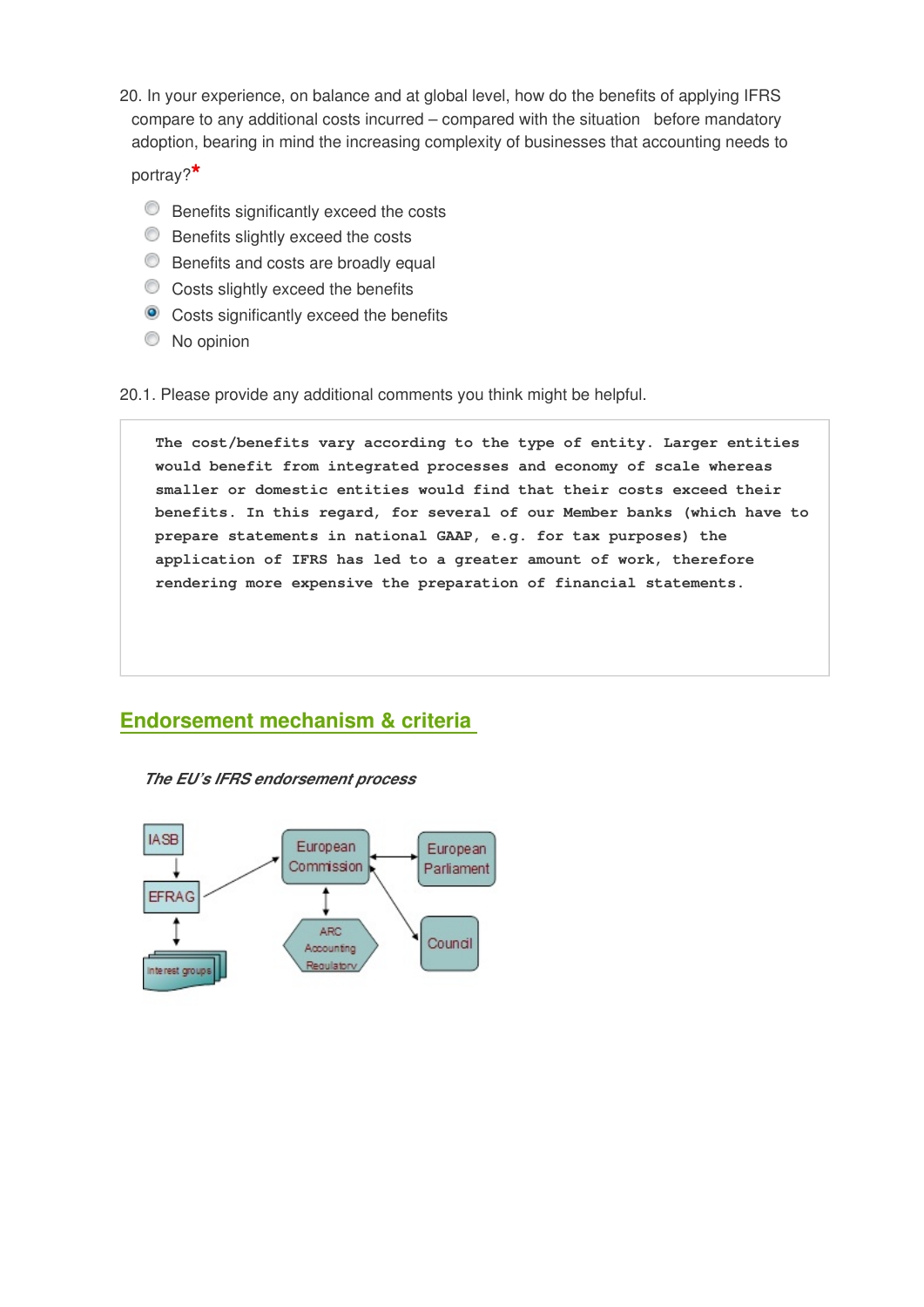20. In your experience, on balance and at global level, how do the benefits of applying IFRS compare to any additional costs incurred – compared with the situation before mandatory adoption, bearing in mind the increasing complexity of businesses that accounting needs to portray?*

- ○ Benefits significantly exceed the costs
- ○ Benefits slightly exceed the costs
- ○ Benefits and costs are broadly equal
- ○ Costs slightly exceed the benefits
- ● Costs significantly exceed the benefits
- ○ No opinion

20.1. Please provide any additional comments you think might be helpful.

The cost/benefits vary according to the type of entity. Larger entities would benefit from integrated processes and economy of scale whereas smaller or domestic entities would find that their costs exceed their benefits. In this regard, for several of our Member banks (which have to prepare statements in national GAAP, e.g. for tax purposes) the application of IFRS has led to a greater amount of work, therefore rendering more expensive the preparation of financial statements.

## Endorsement mechanism & criteria

*The EU's IFRS endorsement process*

IASB → EFRAG ↔ Interest groups

EFRAG → European Commission

European Commission ↔ ARC Accounting Regulatory

European Commission ↔ European Parliament

European Commission ↔ Council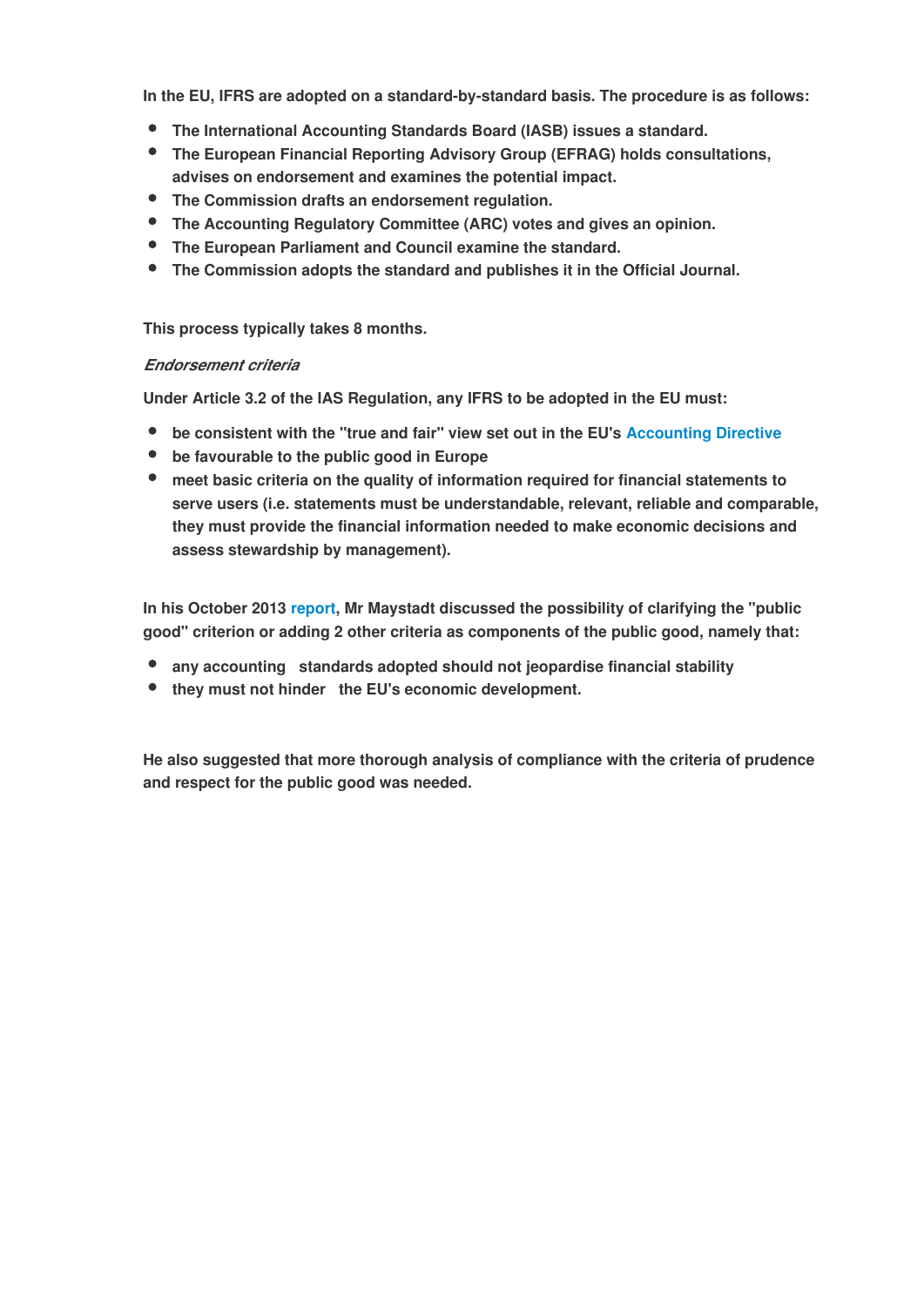In the EU, IFRS are adopted on a standard-by-standard basis. The procedure is as follows:

- The International Accounting Standards Board (IASB) issues a standard.
- The European Financial Reporting Advisory Group (EFRAG) holds consultations, advises on endorsement and examines the potential impact.
- The Commission drafts an endorsement regulation.
- The Accounting Regulatory Committee (ARC) votes and gives an opinion.
- The European Parliament and Council examine the standard.
- The Commission adopts the standard and publishes it in the Official Journal.

This process typically takes 8 months.

*Endorsement criteria*

Under Article 3.2 of the IAS Regulation, any IFRS to be adopted in the EU must:

- be consistent with the "true and fair" view set out in the EU's Accounting Directive
- be favourable to the public good in Europe
- meet basic criteria on the quality of information required for financial statements to serve users (i.e. statements must be understandable, relevant, reliable and comparable, they must provide the financial information needed to make economic decisions and assess stewardship by management).

In his October 2013 report, Mr Maystadt discussed the possibility of clarifying the "public good" criterion or adding 2 other criteria as components of the public good, namely that:

- any accounting standards adopted should not jeopardise financial stability
- they must not hinder the EU's economic development.

He also suggested that more thorough analysis of compliance with the criteria of prudence and respect for the public good was needed.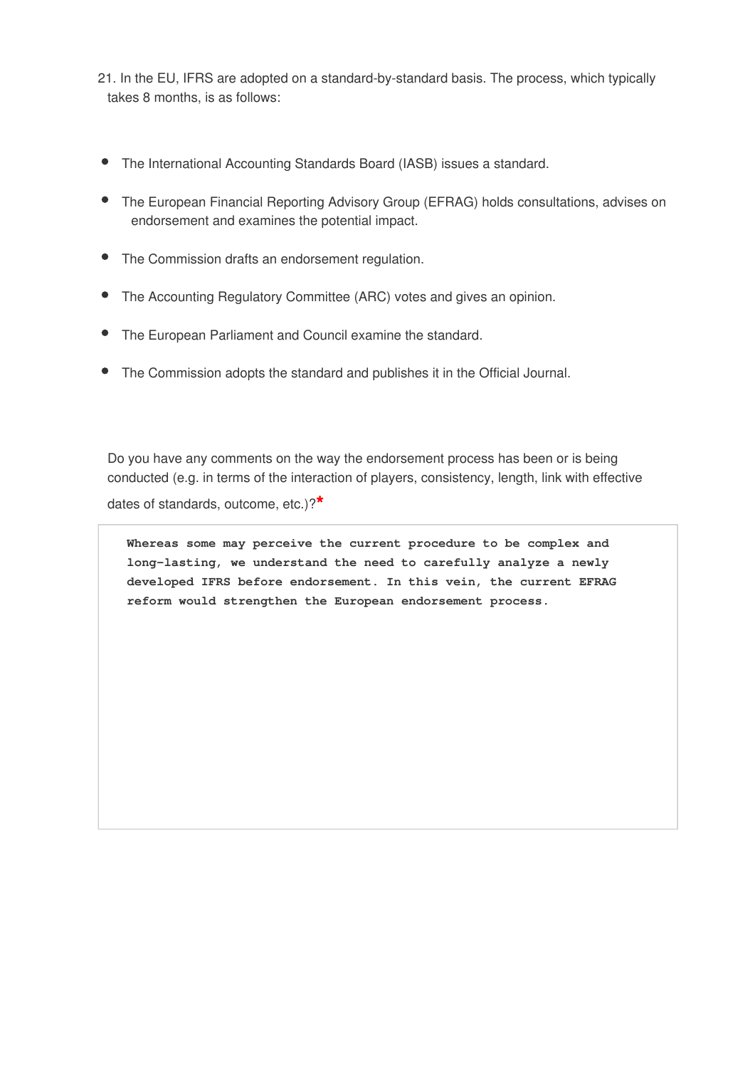21. In the EU, IFRS are adopted on a standard-by-standard basis. The process, which typically takes 8 months, is as follows:

- The International Accounting Standards Board (IASB) issues a standard.
- The European Financial Reporting Advisory Group (EFRAG) holds consultations, advises on endorsement and examines the potential impact.
- The Commission drafts an endorsement regulation.
- The Accounting Regulatory Committee (ARC) votes and gives an opinion.
- The European Parliament and Council examine the standard.
- The Commission adopts the standard and publishes it in the Official Journal.

Do you have any comments on the way the endorsement process has been or is being conducted (e.g. in terms of the interaction of players, consistency, length, link with effective dates of standards, outcome, etc.)?*

**Whereas some may perceive the current procedure to be complex and long-lasting, we understand the need to carefully analyze a newly developed IFRS before endorsement. In this vein, the current EFRAG reform would strengthen the European endorsement process.**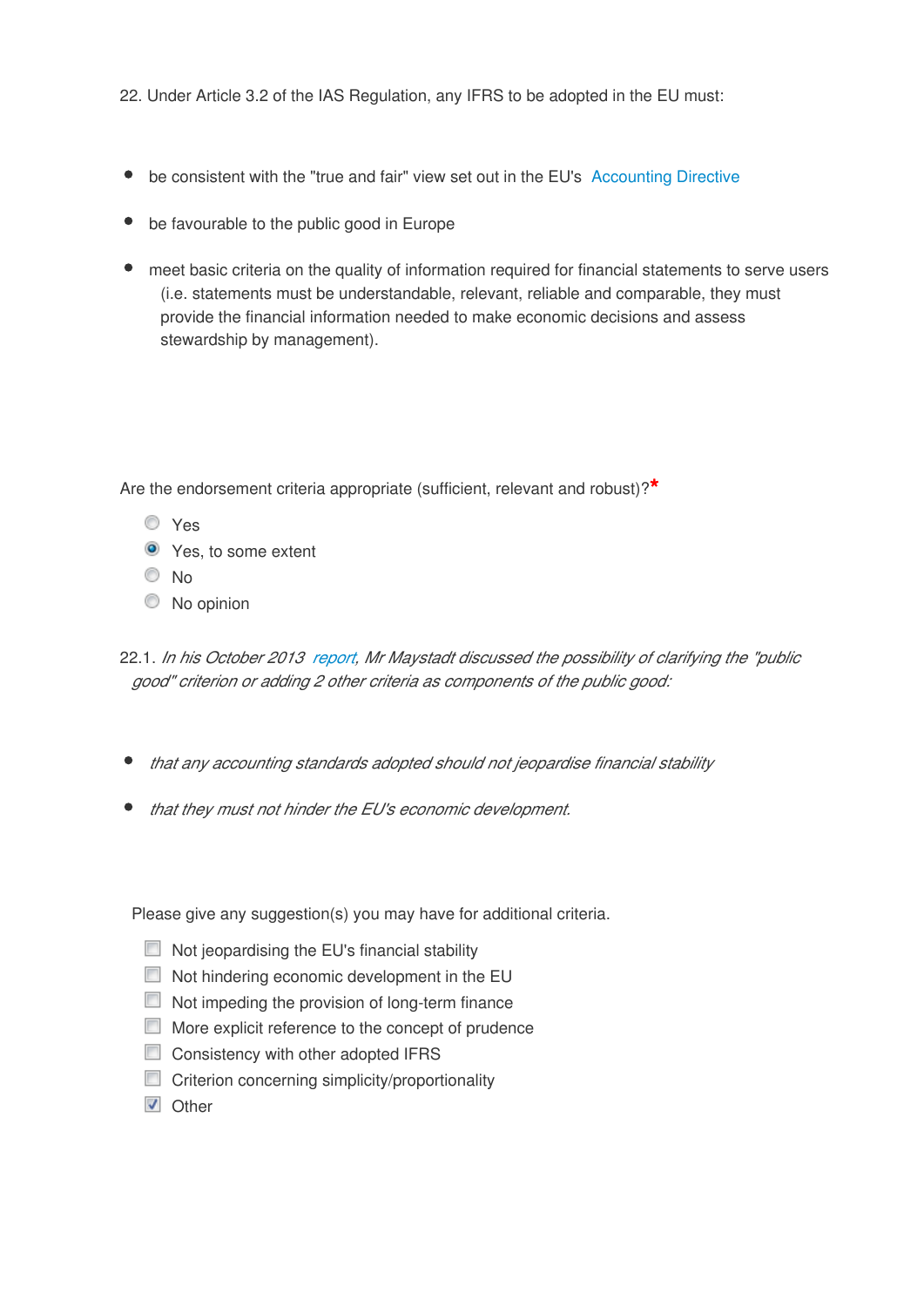22. Under Article 3.2 of the IAS Regulation, any IFRS to be adopted in the EU must:

- be consistent with the "true and fair" view set out in the EU's Accounting Directive
- be favourable to the public good in Europe
- meet basic criteria on the quality of information required for financial statements to serve users (i.e. statements must be understandable, relevant, reliable and comparable, they must provide the financial information needed to make economic decisions and assess stewardship by management).

Are the endorsement criteria appropriate (sufficient, relevant and robust)?*

- ○ Yes
- ● Yes, to some extent
- ○ No
- ○ No opinion

22.1. *In his October 2013 report, Mr Maystadt discussed the possibility of clarifying the "public good" criterion or adding 2 other criteria as components of the public good:*

- *that any accounting standards adopted should not jeopardise financial stability*
- *that they must not hinder the EU's economic development.*

Please give any suggestion(s) you may have for additional criteria.

- [ ] Not jeopardising the EU's financial stability
- [ ] Not hindering economic development in the EU
- [ ] Not impeding the provision of long-term finance
- [ ] More explicit reference to the concept of prudence
- [ ] Consistency with other adopted IFRS
- [ ] Criterion concerning simplicity/proportionality
- [x] Other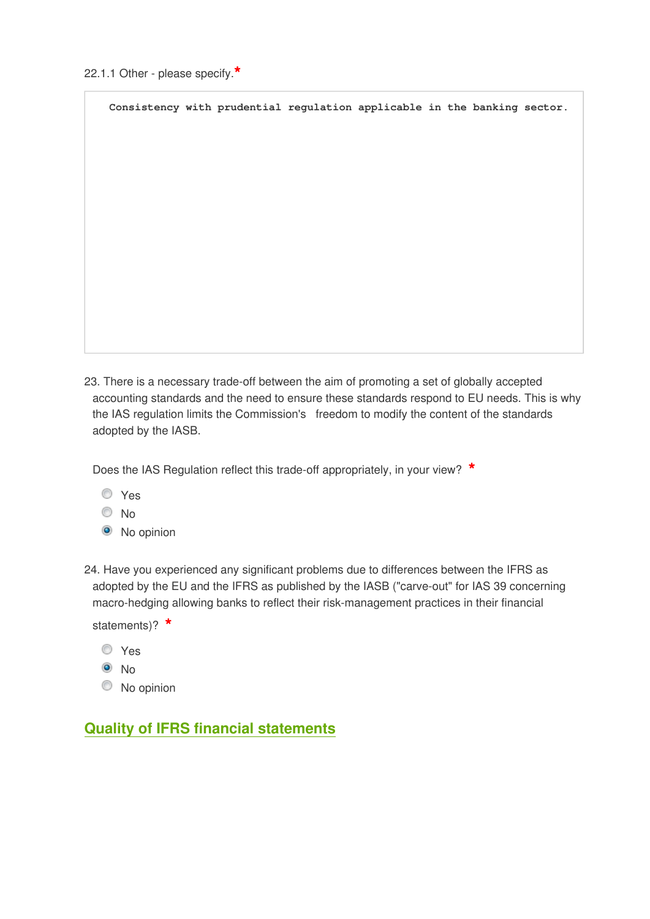22.1.1 Other - please specify.*

```
Consistency with prudential regulation applicable in the banking sector.
```

23. There is a necessary trade-off between the aim of promoting a set of globally accepted accounting standards and the need to ensure these standards respond to EU needs. This is why the IAS regulation limits the Commission's freedom to modify the content of the standards adopted by the IASB.

Does the IAS Regulation reflect this trade-off appropriately, in your view? *

- ○ Yes
- ○ No
- ◉ No opinion

24. Have you experienced any significant problems due to differences between the IFRS as adopted by the EU and the IFRS as published by the IASB ("carve-out" for IAS 39 concerning macro-hedging allowing banks to reflect their risk-management practices in their financial statements)? *

- ○ Yes
- ◉ No
- ○ No opinion

## Quality of IFRS financial statements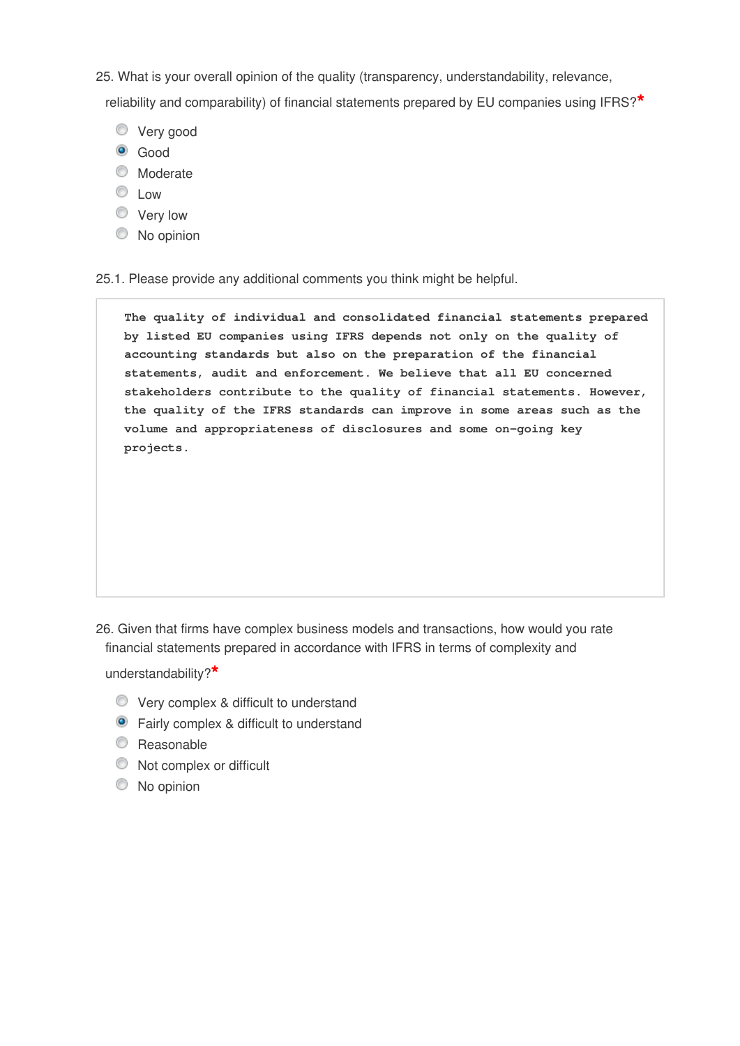25. What is your overall opinion of the quality (transparency, understandability, relevance, reliability and comparability) of financial statements prepared by EU companies using IFRS?*

- [ ] Very good
- [x] Good
- [ ] Moderate
- [ ] Low
- [ ] Very low
- [ ] No opinion

25.1. Please provide any additional comments you think might be helpful.

> The quality of individual and consolidated financial statements prepared by listed EU companies using IFRS depends not only on the quality of accounting standards but also on the preparation of the financial statements, audit and enforcement. We believe that all EU concerned stakeholders contribute to the quality of financial statements. However, the quality of the IFRS standards can improve in some areas such as the volume and appropriateness of disclosures and some on-going key projects.

26. Given that firms have complex business models and transactions, how would you rate financial statements prepared in accordance with IFRS in terms of complexity and understandability?*

- [ ] Very complex & difficult to understand
- [x] Fairly complex & difficult to understand
- [ ] Reasonable
- [ ] Not complex or difficult
- [ ] No opinion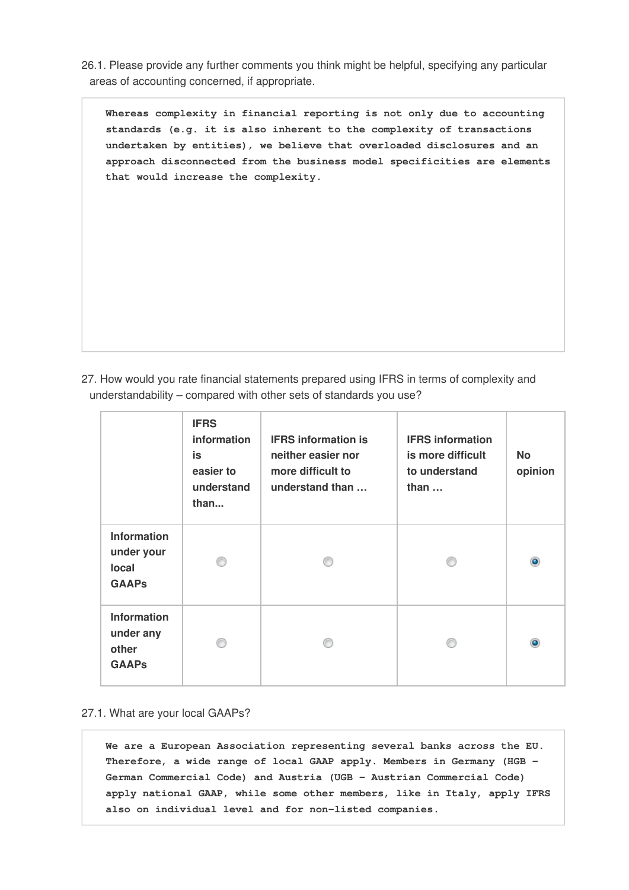26.1. Please provide any further comments you think might be helpful, specifying any particular areas of accounting concerned, if appropriate.

```
Whereas complexity in financial reporting is not only due to accounting
standards (e.g. it is also inherent to the complexity of transactions
undertaken by entities), we believe that overloaded disclosures and an
approach disconnected from the business model specificities are elements
that would increase the complexity.
```

27. How would you rate financial statements prepared using IFRS in terms of complexity and understandability – compared with other sets of standards you use?

| | IFRS information is easier to understand than... | IFRS information is neither easier nor more difficult to understand than … | IFRS information is more difficult to understand than … | No opinion |
|---|---|---|---|---|
| Information under your local GAAPs | ○ | ○ | ○ | ◉ |
| Information under any other GAAPs | ○ | ○ | ○ | ◉ |

27.1. What are your local GAAPs?

```
We are a European Association representing several banks across the EU.
Therefore, a wide range of local GAAP apply. Members in Germany (HGB –
German Commercial Code) and Austria (UGB – Austrian Commercial Code)
apply national GAAP, while some other members, like in Italy, apply IFRS
also on individual level and for non-listed companies.
```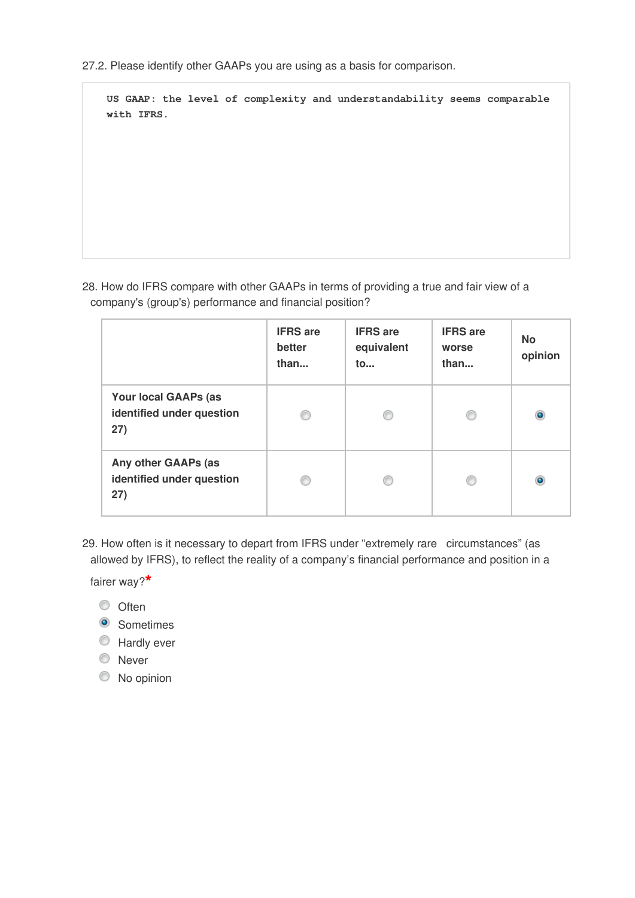27.2. Please identify other GAAPs you are using as a basis for comparison.

```
US GAAP: the level of complexity and understandability seems comparable
with IFRS.
```

28. How do IFRS compare with other GAAPs in terms of providing a true and fair view of a company's (group's) performance and financial position?

| | IFRS are better than... | IFRS are equivalent to... | IFRS are worse than... | No opinion |
|---|---|---|---|---|
| Your local GAAPs (as identified under question 27) | ○ | ○ | ○ | ◉ |
| Any other GAAPs (as identified under question 27) | ○ | ○ | ○ | ◉ |

29. How often is it necessary to depart from IFRS under "extremely rare circumstances" (as allowed by IFRS), to reflect the reality of a company's financial performance and position in a fairer way?*

- ○ Often
- ◉ Sometimes
- ○ Hardly ever
- ○ Never
- ○ No opinion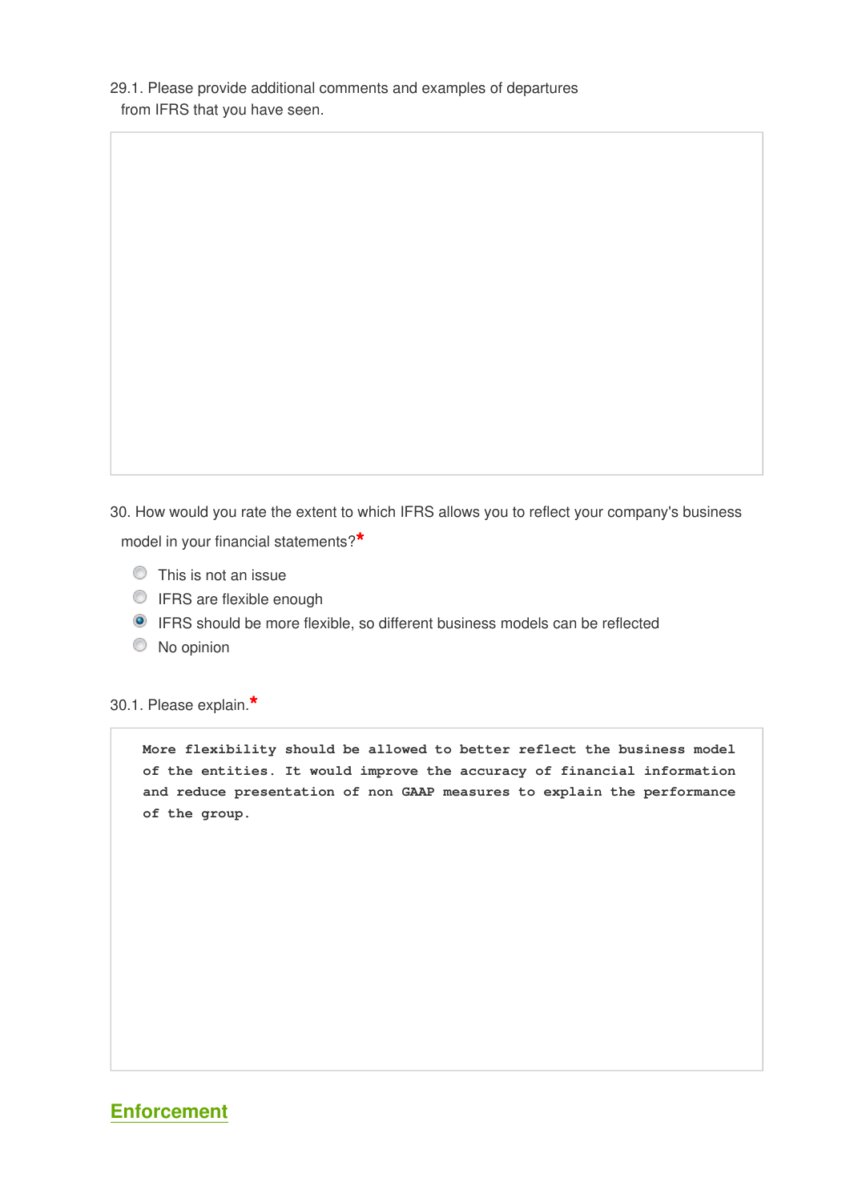29.1. Please provide additional comments and examples of departures from IFRS that you have seen.

30. How would you rate the extent to which IFRS allows you to reflect your company's business model in your financial statements?*

- [ ] This is not an issue
- [ ] IFRS are flexible enough
- [x] IFRS should be more flexible, so different business models can be reflected
- [ ] No opinion

30.1. Please explain.*

```
More flexibility should be allowed to better reflect the business model of the entities. It would improve the accuracy of financial information and reduce presentation of non GAAP measures to explain the performance of the group.
```

## Enforcement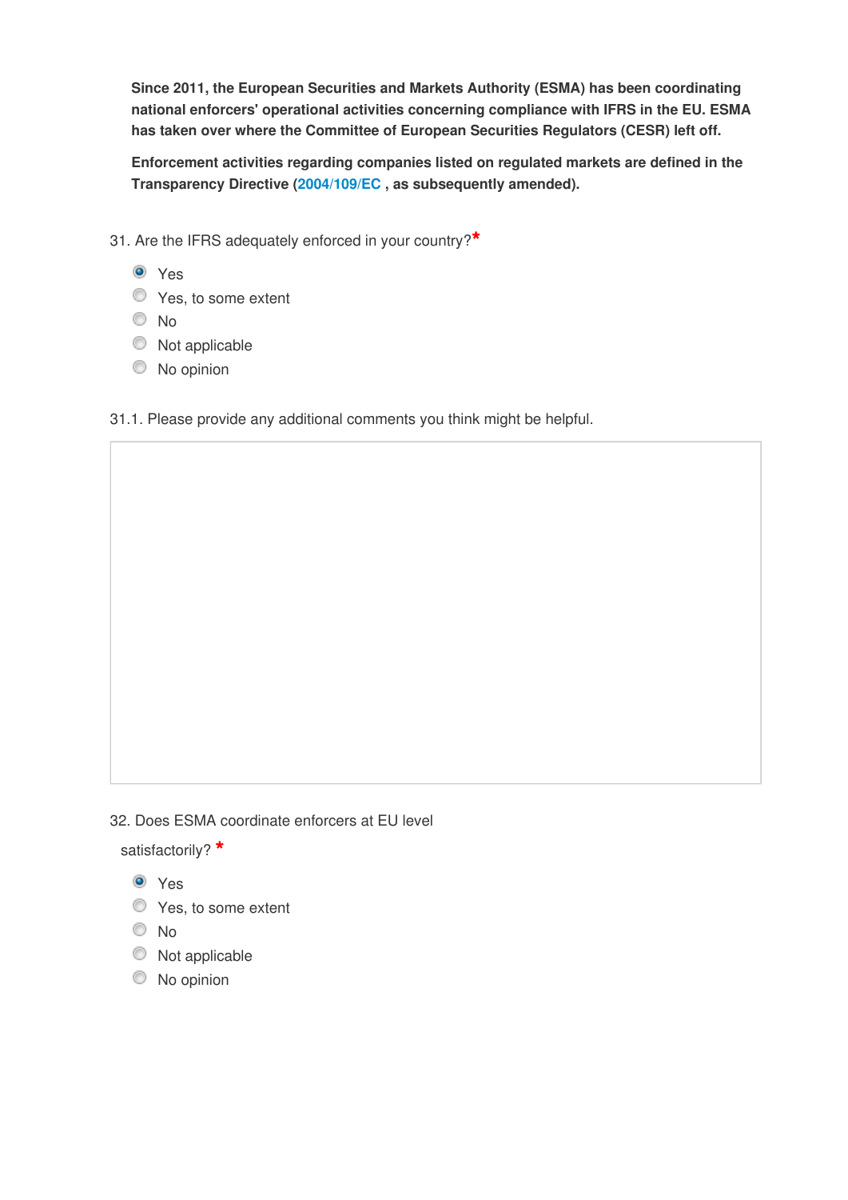**Since 2011, the European Securities and Markets Authority (ESMA) has been coordinating national enforcers' operational activities concerning compliance with IFRS in the EU. ESMA has taken over where the Committee of European Securities Regulators (CESR) left off.**

**Enforcement activities regarding companies listed on regulated markets are defined in the Transparency Directive (2004/109/EC , as subsequently amended).**

31. Are the IFRS adequately enforced in your country?*

- (x) Yes
- ( ) Yes, to some extent
- ( ) No
- ( ) Not applicable
- ( ) No opinion

31.1. Please provide any additional comments you think might be helpful.

32. Does ESMA coordinate enforcers at EU level satisfactorily? *

- (x) Yes
- ( ) Yes, to some extent
- ( ) No
- ( ) Not applicable
- ( ) No opinion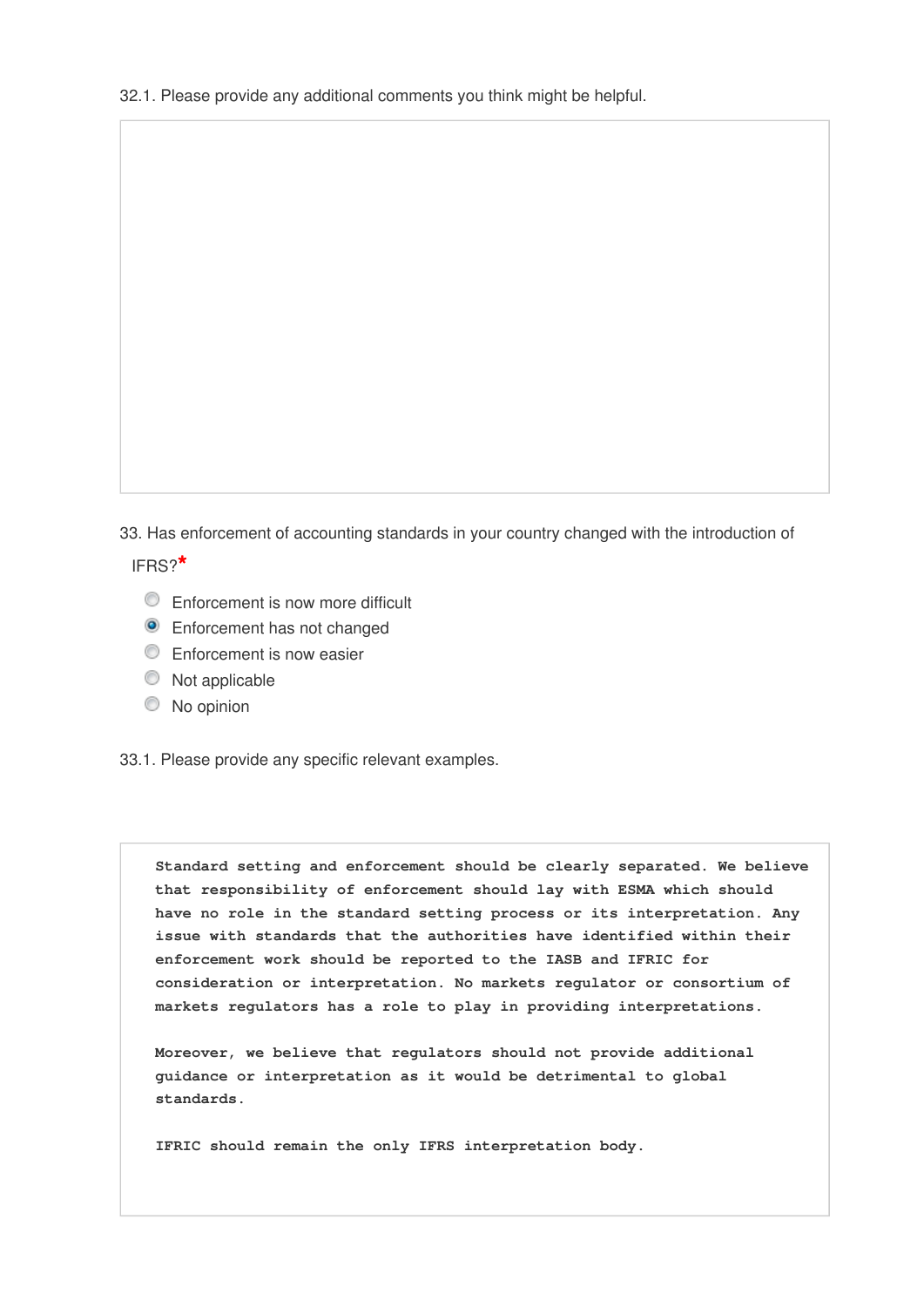32.1. Please provide any additional comments you think might be helpful.

33. Has enforcement of accounting standards in your country changed with the introduction of IFRS?*

- ○ Enforcement is now more difficult
- ◉ Enforcement has not changed
- ○ Enforcement is now easier
- ○ Not applicable
- ○ No opinion

33.1. Please provide any specific relevant examples.

**Standard setting and enforcement should be clearly separated. We believe that responsibility of enforcement should lay with ESMA which should have no role in the standard setting process or its interpretation. Any issue with standards that the authorities have identified within their enforcement work should be reported to the IASB and IFRIC for consideration or interpretation. No markets regulator or consortium of markets regulators has a role to play in providing interpretations.**

**Moreover, we believe that regulators should not provide additional guidance or interpretation as it would be detrimental to global standards.**

**IFRIC should remain the only IFRS interpretation body.**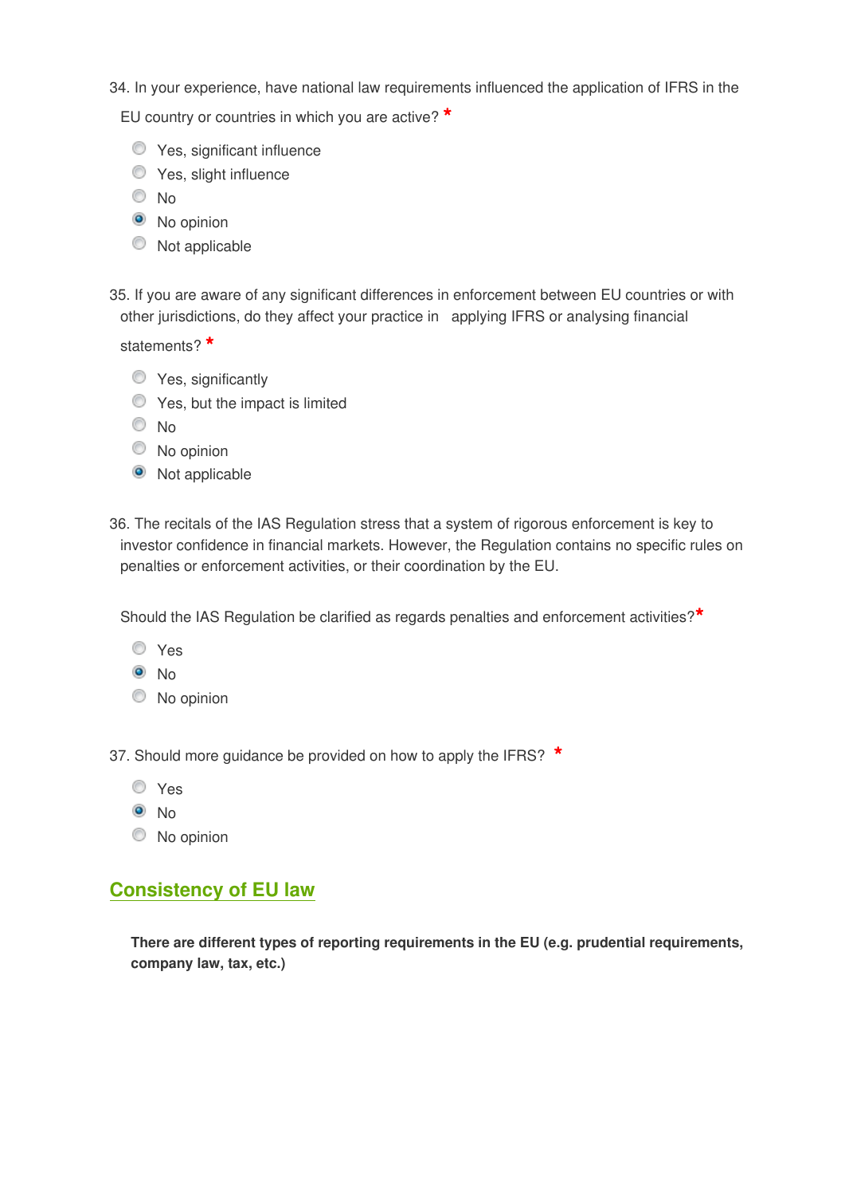34. In your experience, have national law requirements influenced the application of IFRS in the EU country or countries in which you are active? *

- ( ) Yes, significant influence
- ( ) Yes, slight influence
- ( ) No
- (•) No opinion
- ( ) Not applicable

35. If you are aware of any significant differences in enforcement between EU countries or with other jurisdictions, do they affect your practice in applying IFRS or analysing financial statements? *

- ( ) Yes, significantly
- ( ) Yes, but the impact is limited
- ( ) No
- ( ) No opinion
- (•) Not applicable

36. The recitals of the IAS Regulation stress that a system of rigorous enforcement is key to investor confidence in financial markets. However, the Regulation contains no specific rules on penalties or enforcement activities, or their coordination by the EU.

Should the IAS Regulation be clarified as regards penalties and enforcement activities? *

- ( ) Yes
- (•) No
- ( ) No opinion

37. Should more guidance be provided on how to apply the IFRS? *

- ( ) Yes
- (•) No
- ( ) No opinion

## Consistency of EU law

**There are different types of reporting requirements in the EU (e.g. prudential requirements, company law, tax, etc.)**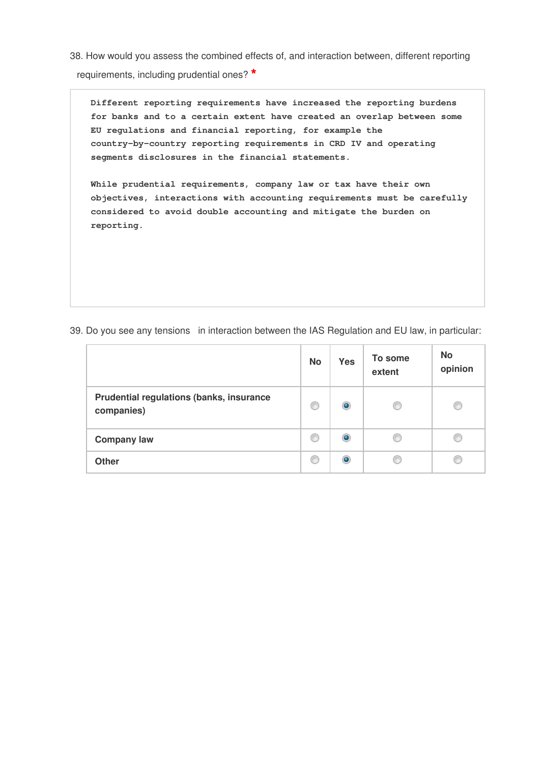38. How would you assess the combined effects of, and interaction between, different reporting requirements, including prudential ones? *

```
Different reporting requirements have increased the reporting burdens
for banks and to a certain extent have created an overlap between some
EU regulations and financial reporting, for example the
country-by-country reporting requirements in CRD IV and operating
segments disclosures in the financial statements.

While prudential requirements, company law or tax have their own
objectives, interactions with accounting requirements must be carefully
considered to avoid double accounting and mitigate the burden on
reporting.
```

39. Do you see any tensions in interaction between the IAS Regulation and EU law, in particular:

| | No | Yes | To some extent | No opinion |
|---|---|---|---|---|
| **Prudential regulations (banks, insurance companies)** | ○ | ● | ○ | ○ |
| **Company law** | ○ | ● | ○ | ○ |
| **Other** | ○ | ● | ○ | ○ |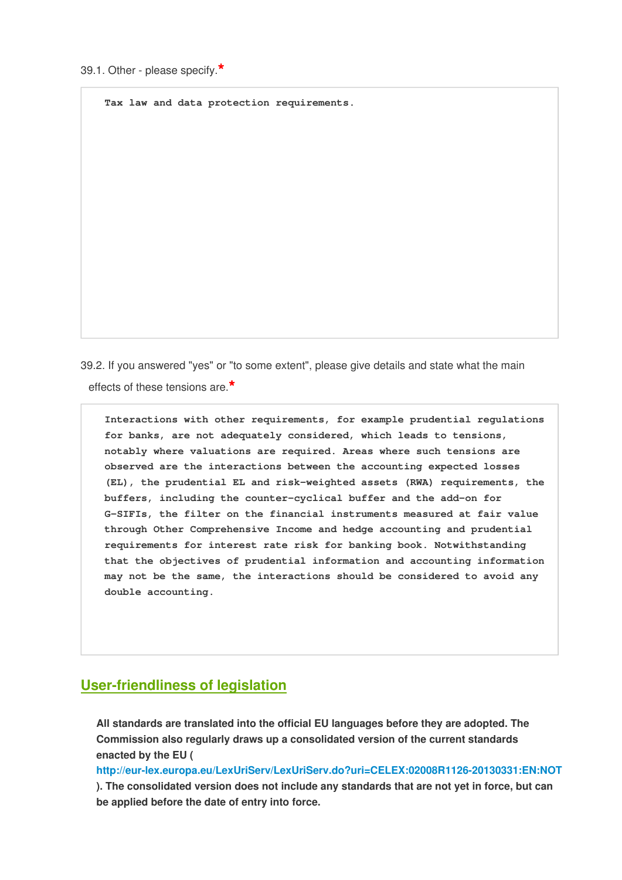39.1. Other - please specify.*

```
Tax law and data protection requirements.
```

39.2. If you answered "yes" or "to some extent", please give details and state what the main effects of these tensions are.*

```
Interactions with other requirements, for example prudential regulations
for banks, are not adequately considered, which leads to tensions,
notably where valuations are required. Areas where such tensions are
observed are the interactions between the accounting expected losses
(EL), the prudential EL and risk-weighted assets (RWA) requirements, the
buffers, including the counter-cyclical buffer and the add-on for
G-SIFIs, the filter on the financial instruments measured at fair value
through Other Comprehensive Income and hedge accounting and prudential
requirements for interest rate risk for banking book. Notwithstanding
that the objectives of prudential information and accounting information
may not be the same, the interactions should be considered to avoid any
double accounting.
```

## User-friendliness of legislation

**All standards are translated into the official EU languages before they are adopted. The Commission also regularly draws up a consolidated version of the current standards enacted by the EU ( http://eur-lex.europa.eu/LexUriServ/LexUriServ.do?uri=CELEX:02008R1126-20130331:EN:NOT ). The consolidated version does not include any standards that are not yet in force, but can be applied before the date of entry into force.**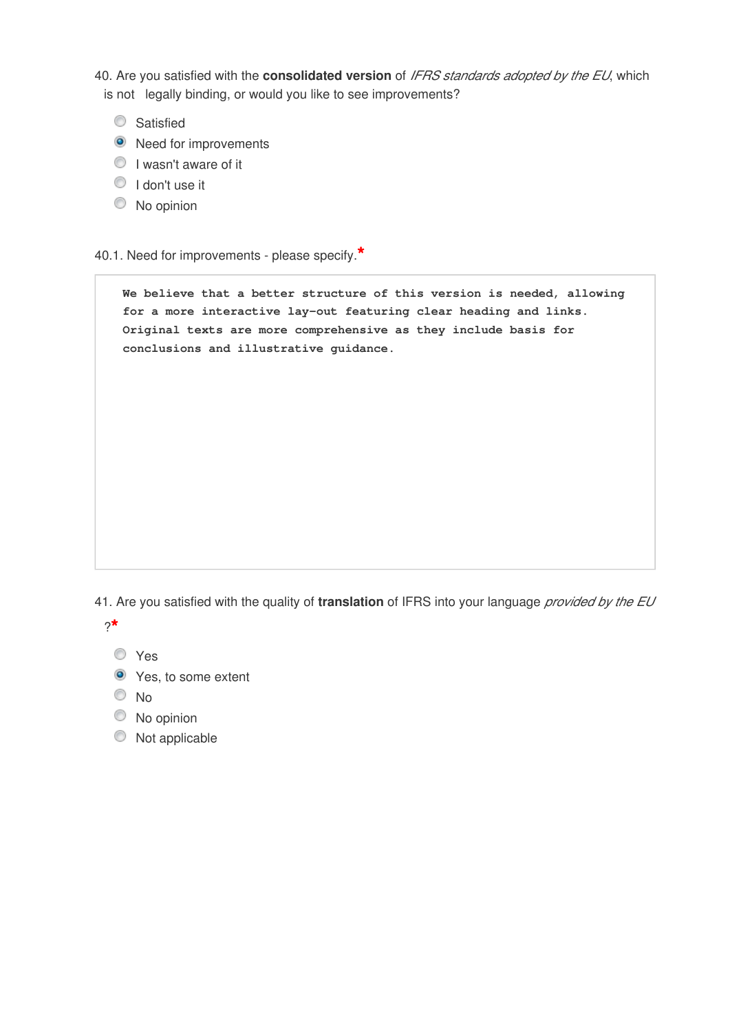40. Are you satisfied with the **consolidated version** of *IFRS standards adopted by the EU*, which is not legally binding, or would you like to see improvements?

- ◯ Satisfied
- ◉ Need for improvements
- ◯ I wasn't aware of it
- ◯ I don't use it
- ◯ No opinion

40.1. Need for improvements - please specify.*

```
We believe that a better structure of this version is needed, allowing
for a more interactive lay-out featuring clear heading and links.
Original texts are more comprehensive as they include basis for
conclusions and illustrative guidance.
```

41. Are you satisfied with the quality of **translation** of IFRS into your language *provided by the EU* ?*

- ◯ Yes
- ◉ Yes, to some extent
- ◯ No
- ◯ No opinion
- ◯ Not applicable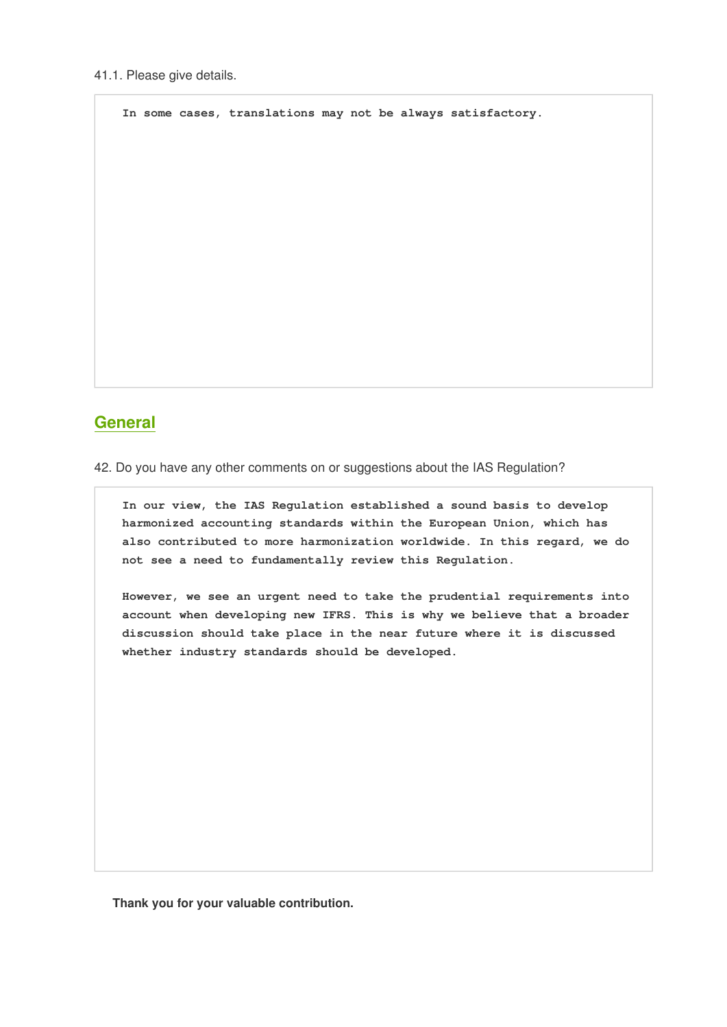41.1. Please give details.

In some cases, translations may not be always satisfactory.

## General

42. Do you have any other comments on or suggestions about the IAS Regulation?

In our view, the IAS Regulation established a sound basis to develop harmonized accounting standards within the European Union, which has also contributed to more harmonization worldwide. In this regard, we do not see a need to fundamentally review this Regulation.

However, we see an urgent need to take the prudential requirements into account when developing new IFRS. This is why we believe that a broader discussion should take place in the near future where it is discussed whether industry standards should be developed.

**Thank you for your valuable contribution.**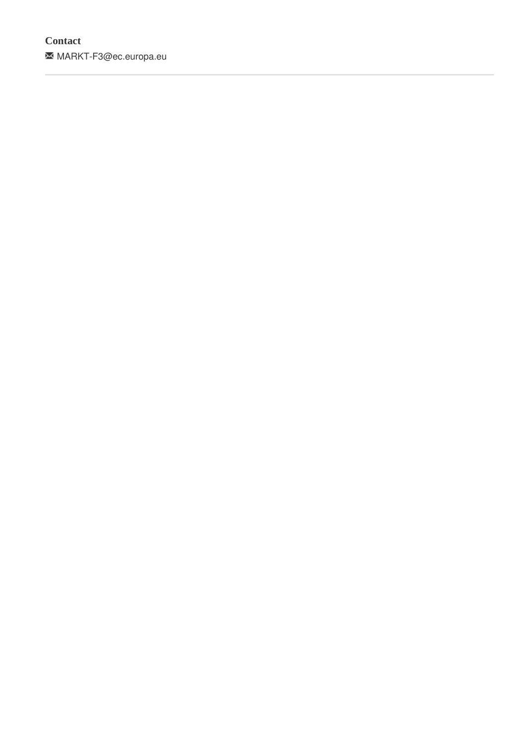**Contact**

✉ MARKT-F3@ec.europa.eu

---